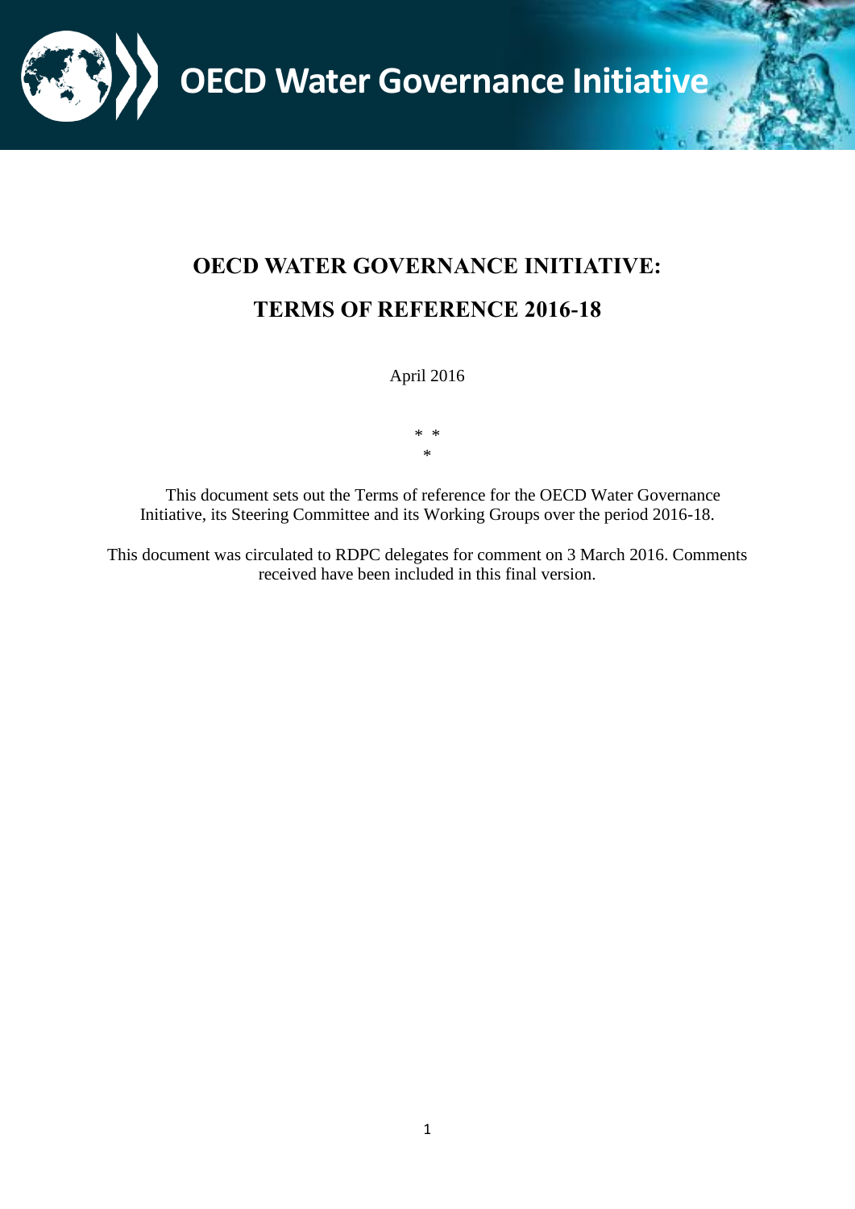OECD Water Governance Initiative

# OECD WATER GOVERNANCE INITIATIVE:

# TERMS OF REFERENCE 2016-18

April 2016

\* \*
\*

This document sets out the Terms of reference for the OECD Water Governance Initiative, its Steering Committee and its Working Groups over the period 2016-18.

This document was circulated to RDPC delegates for comment on 3 March 2016. Comments received have been included in this final version.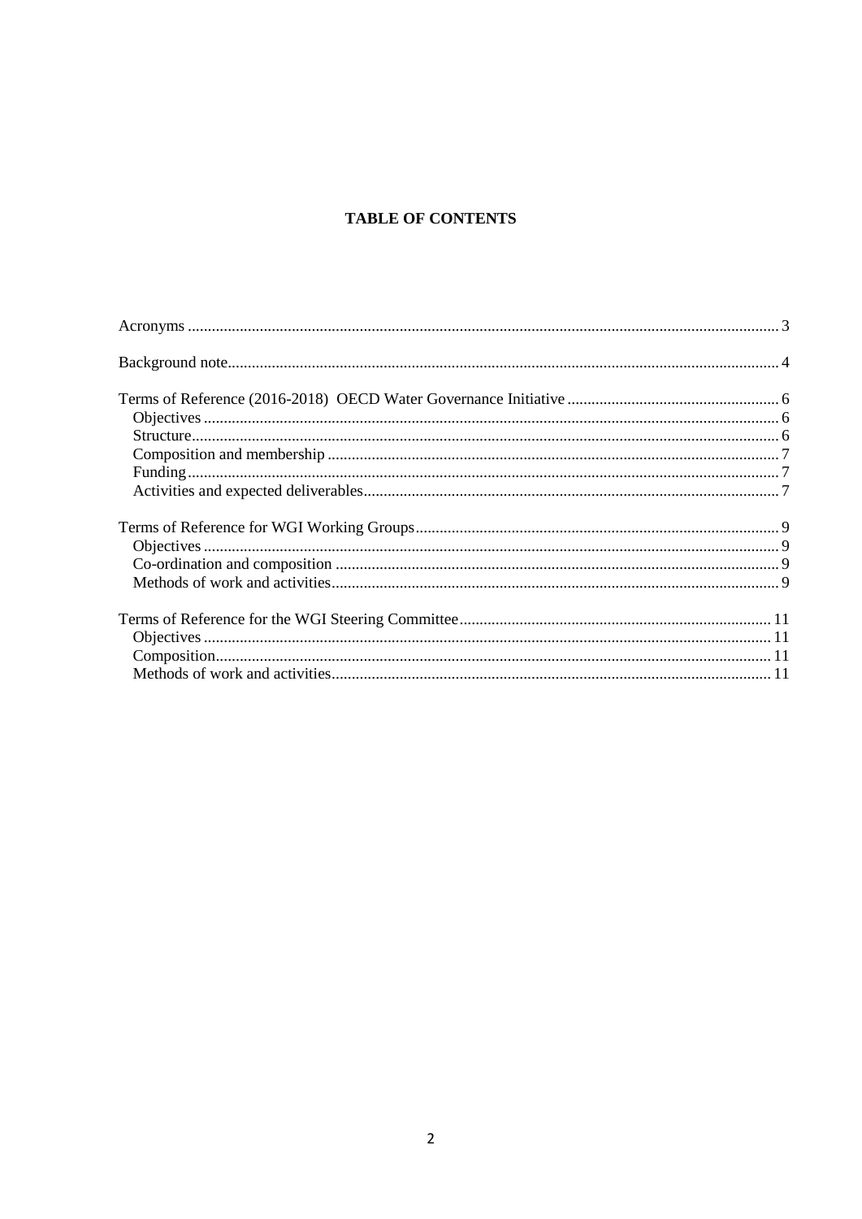**TABLE OF CONTENTS**

Acronyms .................................................................................................................................... 3

Background note.......................................................................................................................... 4

Terms of Reference (2016-2018)  OECD Water Governance Initiative ..................................................... 6
  Objectives .............................................................................................................................. 6
  Structure................................................................................................................................. 6
  Composition and membership ............................................................................................... 7
  Funding.................................................................................................................................. 7
  Activities and expected deliverables...................................................................................... 7

Terms of Reference for WGI Working Groups.......................................................................... 9
  Objectives .............................................................................................................................. 9
  Co-ordination and composition ............................................................................................. 9
  Methods of work and activities.............................................................................................. 9

Terms of Reference for the WGI Steering Committee............................................................. 11
  Objectives ............................................................................................................................ 11
  Composition......................................................................................................................... 11
  Methods of work and activities............................................................................................ 11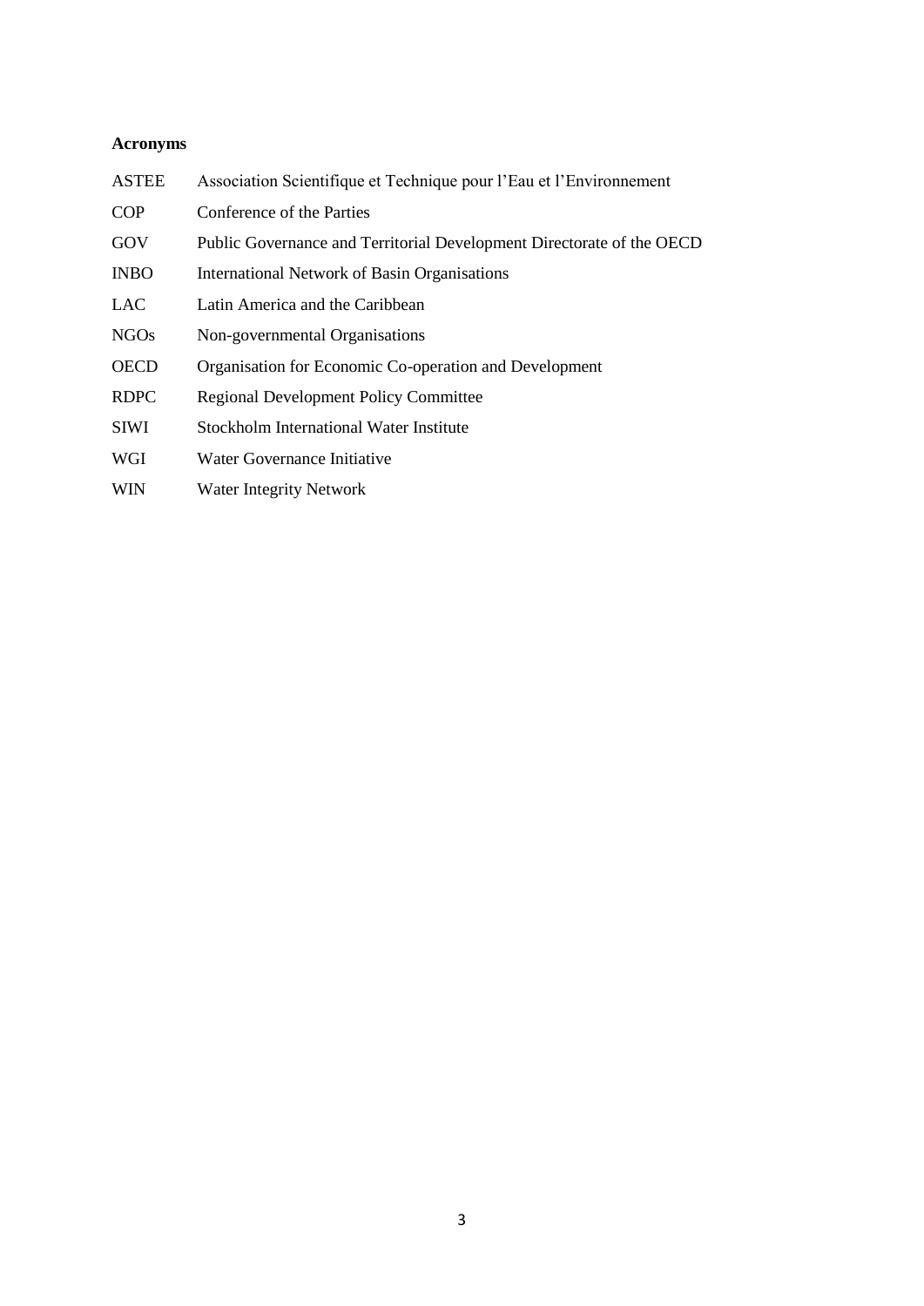**Acronyms**

| | |
|---|---|
| ASTEE | Association Scientifique et Technique pour l'Eau et l'Environnement |
| COP | Conference of the Parties |
| GOV | Public Governance and Territorial Development Directorate of the OECD |
| INBO | International Network of Basin Organisations |
| LAC | Latin America and the Caribbean |
| NGOs | Non-governmental Organisations |
| OECD | Organisation for Economic Co-operation and Development |
| RDPC | Regional Development Policy Committee |
| SIWI | Stockholm International Water Institute |
| WGI | Water Governance Initiative |
| WIN | Water Integrity Network |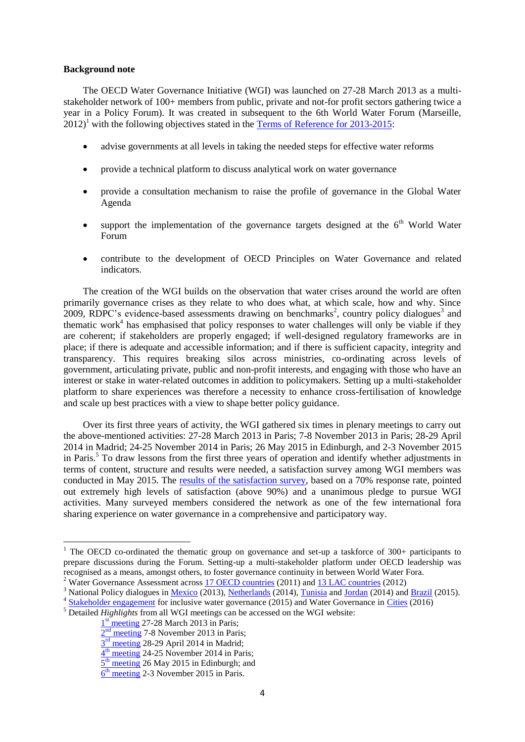**Background note**

The OECD Water Governance Initiative (WGI) was launched on 27-28 March 2013 as a multi-stakeholder network of 100+ members from public, private and not-for profit sectors gathering twice a year in a Policy Forum). It was created in subsequent to the 6th World Water Forum (Marseille, 2012)[1] with the following objectives stated in the Terms of Reference for 2013-2015:

- advise governments at all levels in taking the needed steps for effective water reforms
- provide a technical platform to discuss analytical work on water governance
- provide a consultation mechanism to raise the profile of governance in the Global Water Agenda
- support the implementation of the governance targets designed at the 6th World Water Forum
- contribute to the development of OECD Principles on Water Governance and related indicators.

The creation of the WGI builds on the observation that water crises around the world are often primarily governance crises as they relate to who does what, at which scale, how and why. Since 2009, RDPC's evidence-based assessments drawing on benchmarks[2], country policy dialogues[3] and thematic work[4] has emphasised that policy responses to water challenges will only be viable if they are coherent; if stakeholders are properly engaged; if well-designed regulatory frameworks are in place; if there is adequate and accessible information; and if there is sufficient capacity, integrity and transparency. This requires breaking silos across ministries, co-ordinating across levels of government, articulating private, public and non-profit interests, and engaging with those who have an interest or stake in water-related outcomes in addition to policymakers. Setting up a multi-stakeholder platform to share experiences was therefore a necessity to enhance cross-fertilisation of knowledge and scale up best practices with a view to shape better policy guidance.

Over its first three years of activity, the WGI gathered six times in plenary meetings to carry out the above-mentioned activities: 27-28 March 2013 in Paris; 7-8 November 2013 in Paris; 28-29 April 2014 in Madrid; 24-25 November 2014 in Paris; 26 May 2015 in Edinburgh, and 2-3 November 2015 in Paris.[5] To draw lessons from the first three years of operation and identify whether adjustments in terms of content, structure and results were needed, a satisfaction survey among WGI members was conducted in May 2015. The results of the satisfaction survey, based on a 70% response rate, pointed out extremely high levels of satisfaction (above 90%) and a unanimous pledge to pursue WGI activities. Many surveyed members considered the network as one of the few international fora sharing experience on water governance in a comprehensive and participatory way.

---

[1] The OECD co-ordinated the thematic group on governance and set-up a taskforce of 300+ participants to prepare discussions during the Forum. Setting-up a multi-stakeholder platform under OECD leadership was recognised as a means, amongst others, to foster governance continuity in between World Water Fora.

[2] Water Governance Assessment across 17 OECD countries (2011) and 13 LAC countries (2012)

[3] National Policy dialogues in Mexico (2013), Netherlands (2014), Tunisia and Jordan (2014) and Brazil (2015).

[4] Stakeholder engagement for inclusive water governance (2015) and Water Governance in Cities (2016)

[5] Detailed *Highlights* from all WGI meetings can be accessed on the WGI website:

1st meeting 27-28 March 2013 in Paris;
2nd meeting 7-8 November 2013 in Paris;
3rd meeting 28-29 April 2014 in Madrid;
4th meeting 24-25 November 2014 in Paris;
5th meeting 26 May 2015 in Edinburgh; and
6th meeting 2-3 November 2015 in Paris.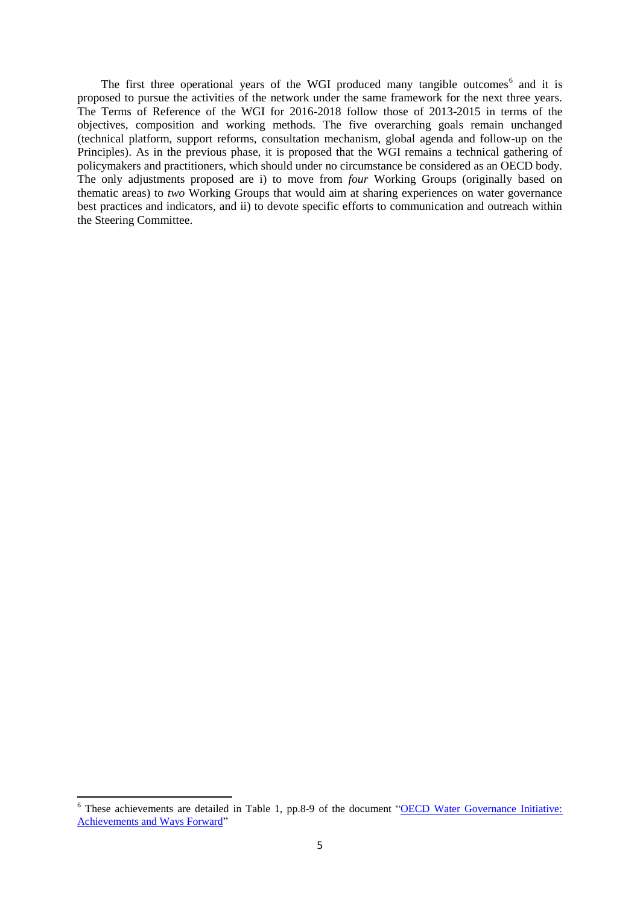The first three operational years of the WGI produced many tangible outcomes[6] and it is proposed to pursue the activities of the network under the same framework for the next three years. The Terms of Reference of the WGI for 2016-2018 follow those of 2013-2015 in terms of the objectives, composition and working methods. The five overarching goals remain unchanged (technical platform, support reforms, consultation mechanism, global agenda and follow-up on the Principles). As in the previous phase, it is proposed that the WGI remains a technical gathering of policymakers and practitioners, which should under no circumstance be considered as an OECD body. The only adjustments proposed are i) to move from *four* Working Groups (originally based on thematic areas) to *two* Working Groups that would aim at sharing experiences on water governance best practices and indicators, and ii) to devote specific efforts to communication and outreach within the Steering Committee.

---

[6] These achievements are detailed in Table 1, pp.8-9 of the document "[OECD Water Governance Initiative: Achievements and Ways Forward]"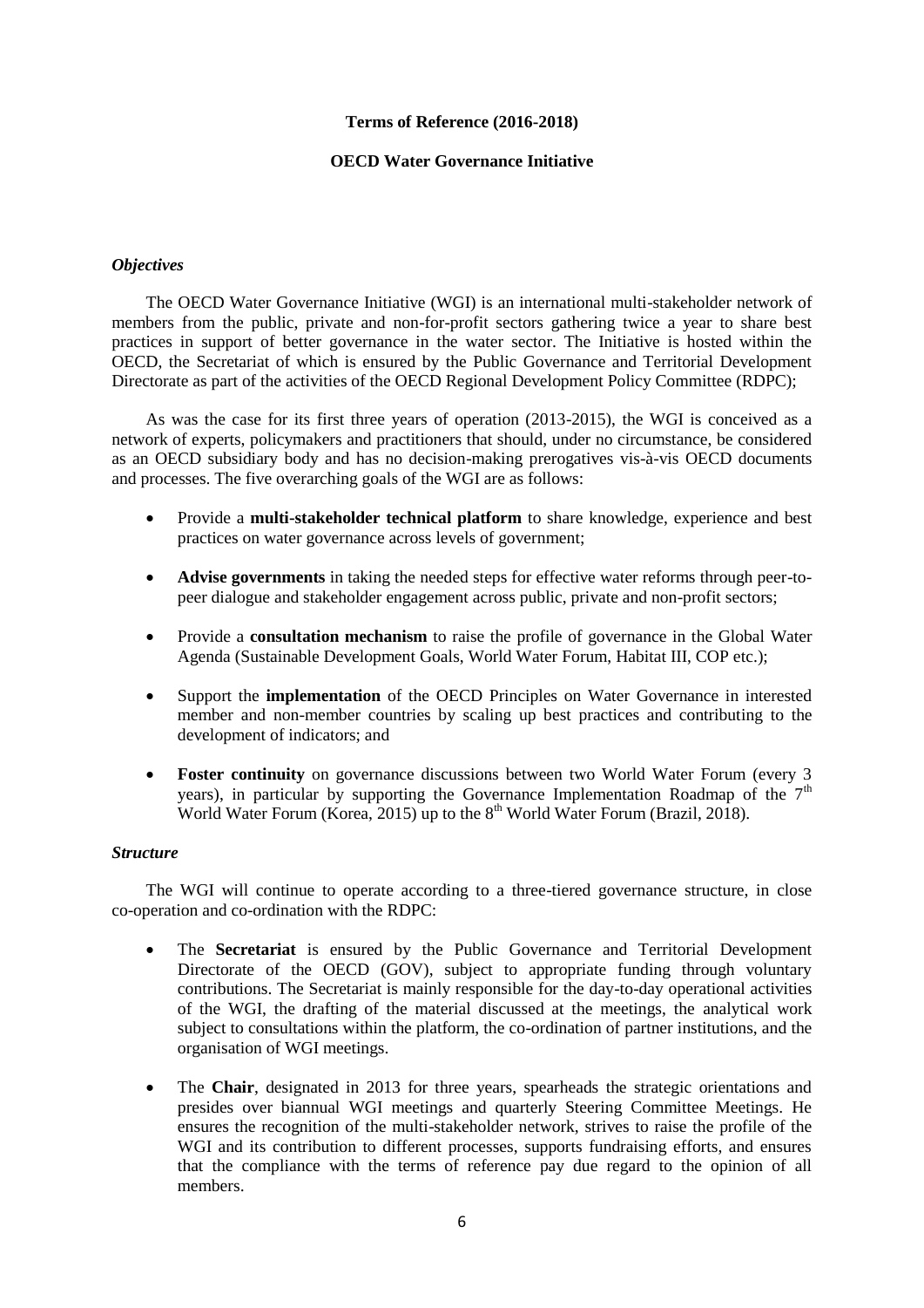**Terms of Reference (2016-2018)**

**OECD Water Governance Initiative**

### *Objectives*

The OECD Water Governance Initiative (WGI) is an international multi-stakeholder network of members from the public, private and non-for-profit sectors gathering twice a year to share best practices in support of better governance in the water sector. The Initiative is hosted within the OECD, the Secretariat of which is ensured by the Public Governance and Territorial Development Directorate as part of the activities of the OECD Regional Development Policy Committee (RDPC);

As was the case for its first three years of operation (2013-2015), the WGI is conceived as a network of experts, policymakers and practitioners that should, under no circumstance, be considered as an OECD subsidiary body and has no decision-making prerogatives vis-à-vis OECD documents and processes. The five overarching goals of the WGI are as follows:

- Provide a **multi-stakeholder technical platform** to share knowledge, experience and best practices on water governance across levels of government;
- **Advise governments** in taking the needed steps for effective water reforms through peer-to-peer dialogue and stakeholder engagement across public, private and non-profit sectors;
- Provide a **consultation mechanism** to raise the profile of governance in the Global Water Agenda (Sustainable Development Goals, World Water Forum, Habitat III, COP etc.);
- Support the **implementation** of the OECD Principles on Water Governance in interested member and non-member countries by scaling up best practices and contributing to the development of indicators; and
- **Foster continuity** on governance discussions between two World Water Forum (every 3 years), in particular by supporting the Governance Implementation Roadmap of the 7th World Water Forum (Korea, 2015) up to the 8th World Water Forum (Brazil, 2018).

### *Structure*

The WGI will continue to operate according to a three-tiered governance structure, in close co-operation and co-ordination with the RDPC:

- The **Secretariat** is ensured by the Public Governance and Territorial Development Directorate of the OECD (GOV), subject to appropriate funding through voluntary contributions. The Secretariat is mainly responsible for the day-to-day operational activities of the WGI, the drafting of the material discussed at the meetings, the analytical work subject to consultations within the platform, the co-ordination of partner institutions, and the organisation of WGI meetings.
- The **Chair**, designated in 2013 for three years, spearheads the strategic orientations and presides over biannual WGI meetings and quarterly Steering Committee Meetings. He ensures the recognition of the multi-stakeholder network, strives to raise the profile of the WGI and its contribution to different processes, supports fundraising efforts, and ensures that the compliance with the terms of reference pay due regard to the opinion of all members.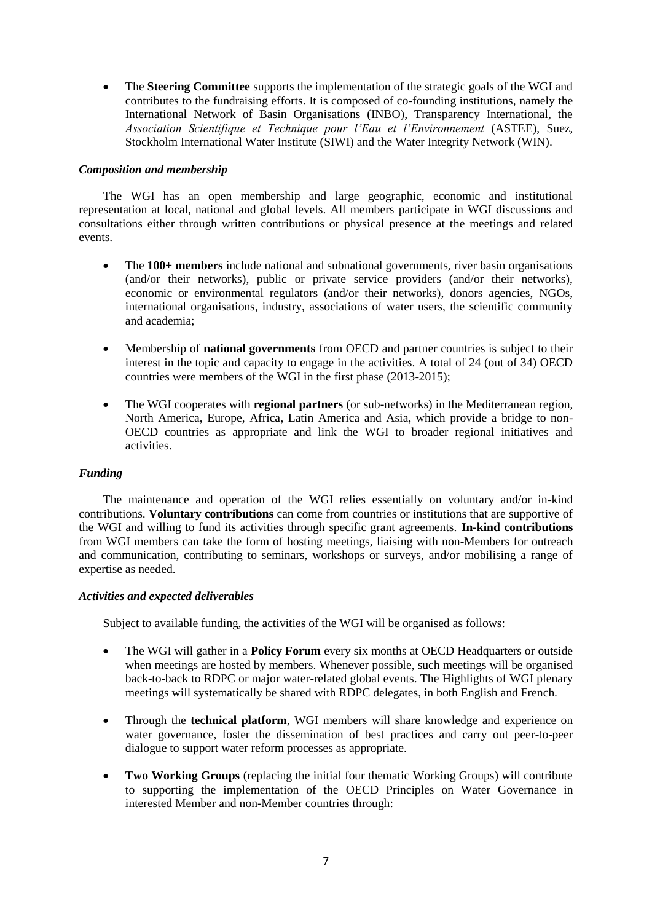- The **Steering Committee** supports the implementation of the strategic goals of the WGI and contributes to the fundraising efforts. It is composed of co-founding institutions, namely the International Network of Basin Organisations (INBO), Transparency International, the *Association Scientifique et Technique pour l'Eau et l'Environnement* (ASTEE), Suez, Stockholm International Water Institute (SIWI) and the Water Integrity Network (WIN).

### *Composition and membership*

The WGI has an open membership and large geographic, economic and institutional representation at local, national and global levels. All members participate in WGI discussions and consultations either through written contributions or physical presence at the meetings and related events.

- The **100+ members** include national and subnational governments, river basin organisations (and/or their networks), public or private service providers (and/or their networks), economic or environmental regulators (and/or their networks), donors agencies, NGOs, international organisations, industry, associations of water users, the scientific community and academia;
- Membership of **national governments** from OECD and partner countries is subject to their interest in the topic and capacity to engage in the activities. A total of 24 (out of 34) OECD countries were members of the WGI in the first phase (2013-2015);
- The WGI cooperates with **regional partners** (or sub-networks) in the Mediterranean region, North America, Europe, Africa, Latin America and Asia, which provide a bridge to non-OECD countries as appropriate and link the WGI to broader regional initiatives and activities.

### *Funding*

The maintenance and operation of the WGI relies essentially on voluntary and/or in-kind contributions. **Voluntary contributions** can come from countries or institutions that are supportive of the WGI and willing to fund its activities through specific grant agreements. **In-kind contributions** from WGI members can take the form of hosting meetings, liaising with non-Members for outreach and communication, contributing to seminars, workshops or surveys, and/or mobilising a range of expertise as needed.

### *Activities and expected deliverables*

Subject to available funding, the activities of the WGI will be organised as follows:

- The WGI will gather in a **Policy Forum** every six months at OECD Headquarters or outside when meetings are hosted by members. Whenever possible, such meetings will be organised back-to-back to RDPC or major water-related global events. The Highlights of WGI plenary meetings will systematically be shared with RDPC delegates, in both English and French.
- Through the **technical platform**, WGI members will share knowledge and experience on water governance, foster the dissemination of best practices and carry out peer-to-peer dialogue to support water reform processes as appropriate.
- **Two Working Groups** (replacing the initial four thematic Working Groups) will contribute to supporting the implementation of the OECD Principles on Water Governance in interested Member and non-Member countries through: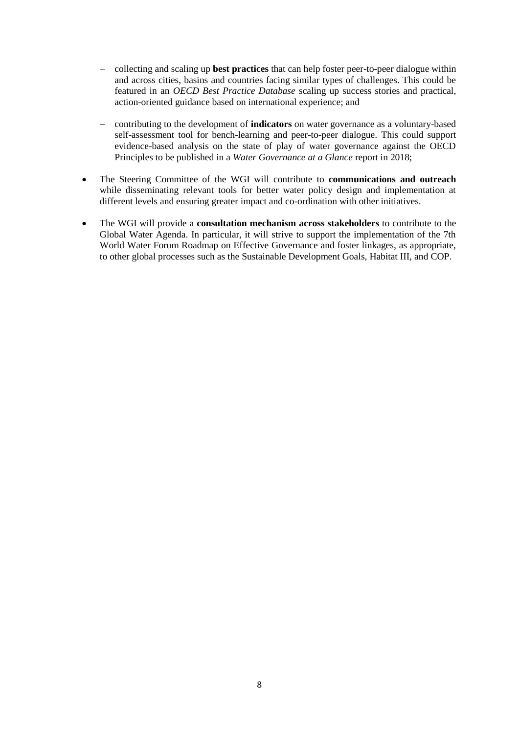- collecting and scaling up **best practices** that can help foster peer-to-peer dialogue within and across cities, basins and countries facing similar types of challenges. This could be featured in an *OECD Best Practice Database* scaling up success stories and practical, action-oriented guidance based on international experience; and

  - contributing to the development of **indicators** on water governance as a voluntary-based self-assessment tool for bench-learning and peer-to-peer dialogue. This could support evidence-based analysis on the state of play of water governance against the OECD Principles to be published in a *Water Governance at a Glance* report in 2018;

- The Steering Committee of the WGI will contribute to **communications and outreach** while disseminating relevant tools for better water policy design and implementation at different levels and ensuring greater impact and co-ordination with other initiatives.

- The WGI will provide a **consultation mechanism across stakeholders** to contribute to the Global Water Agenda. In particular, it will strive to support the implementation of the 7th World Water Forum Roadmap on Effective Governance and foster linkages, as appropriate, to other global processes such as the Sustainable Development Goals, Habitat III, and COP.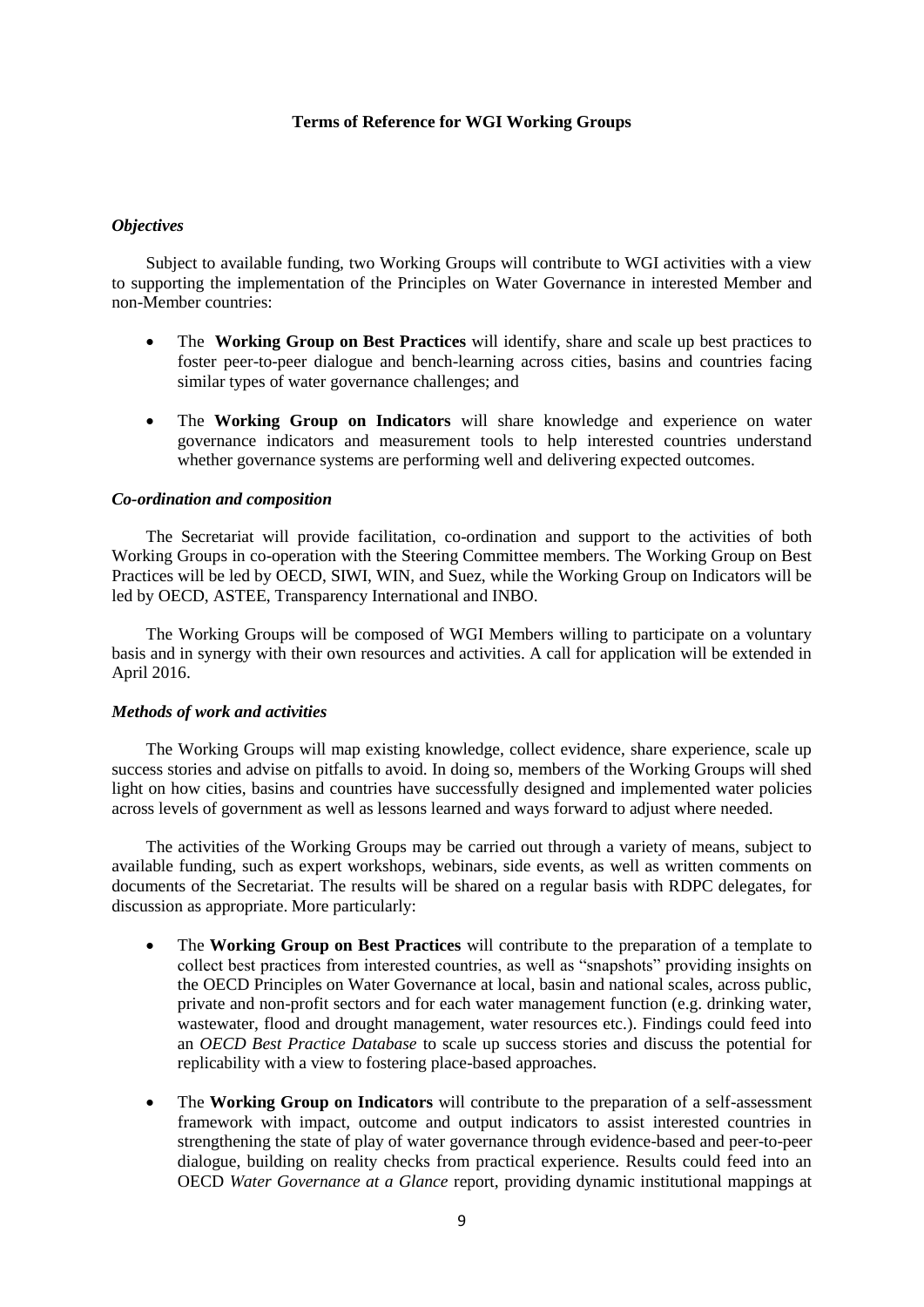## Terms of Reference for WGI Working Groups

### *Objectives*

Subject to available funding, two Working Groups will contribute to WGI activities with a view to supporting the implementation of the Principles on Water Governance in interested Member and non-Member countries:

- The **Working Group on Best Practices** will identify, share and scale up best practices to foster peer-to-peer dialogue and bench-learning across cities, basins and countries facing similar types of water governance challenges; and
- The **Working Group on Indicators** will share knowledge and experience on water governance indicators and measurement tools to help interested countries understand whether governance systems are performing well and delivering expected outcomes.

### *Co-ordination and composition*

The Secretariat will provide facilitation, co-ordination and support to the activities of both Working Groups in co-operation with the Steering Committee members. The Working Group on Best Practices will be led by OECD, SIWI, WIN, and Suez, while the Working Group on Indicators will be led by OECD, ASTEE, Transparency International and INBO.

The Working Groups will be composed of WGI Members willing to participate on a voluntary basis and in synergy with their own resources and activities. A call for application will be extended in April 2016.

### *Methods of work and activities*

The Working Groups will map existing knowledge, collect evidence, share experience, scale up success stories and advise on pitfalls to avoid. In doing so, members of the Working Groups will shed light on how cities, basins and countries have successfully designed and implemented water policies across levels of government as well as lessons learned and ways forward to adjust where needed.

The activities of the Working Groups may be carried out through a variety of means, subject to available funding, such as expert workshops, webinars, side events, as well as written comments on documents of the Secretariat. The results will be shared on a regular basis with RDPC delegates, for discussion as appropriate. More particularly:

- The **Working Group on Best Practices** will contribute to the preparation of a template to collect best practices from interested countries, as well as "snapshots" providing insights on the OECD Principles on Water Governance at local, basin and national scales, across public, private and non-profit sectors and for each water management function (e.g. drinking water, wastewater, flood and drought management, water resources etc.). Findings could feed into an *OECD Best Practice Database* to scale up success stories and discuss the potential for replicability with a view to fostering place-based approaches.
- The **Working Group on Indicators** will contribute to the preparation of a self-assessment framework with impact, outcome and output indicators to assist interested countries in strengthening the state of play of water governance through evidence-based and peer-to-peer dialogue, building on reality checks from practical experience. Results could feed into an OECD *Water Governance at a Glance* report, providing dynamic institutional mappings at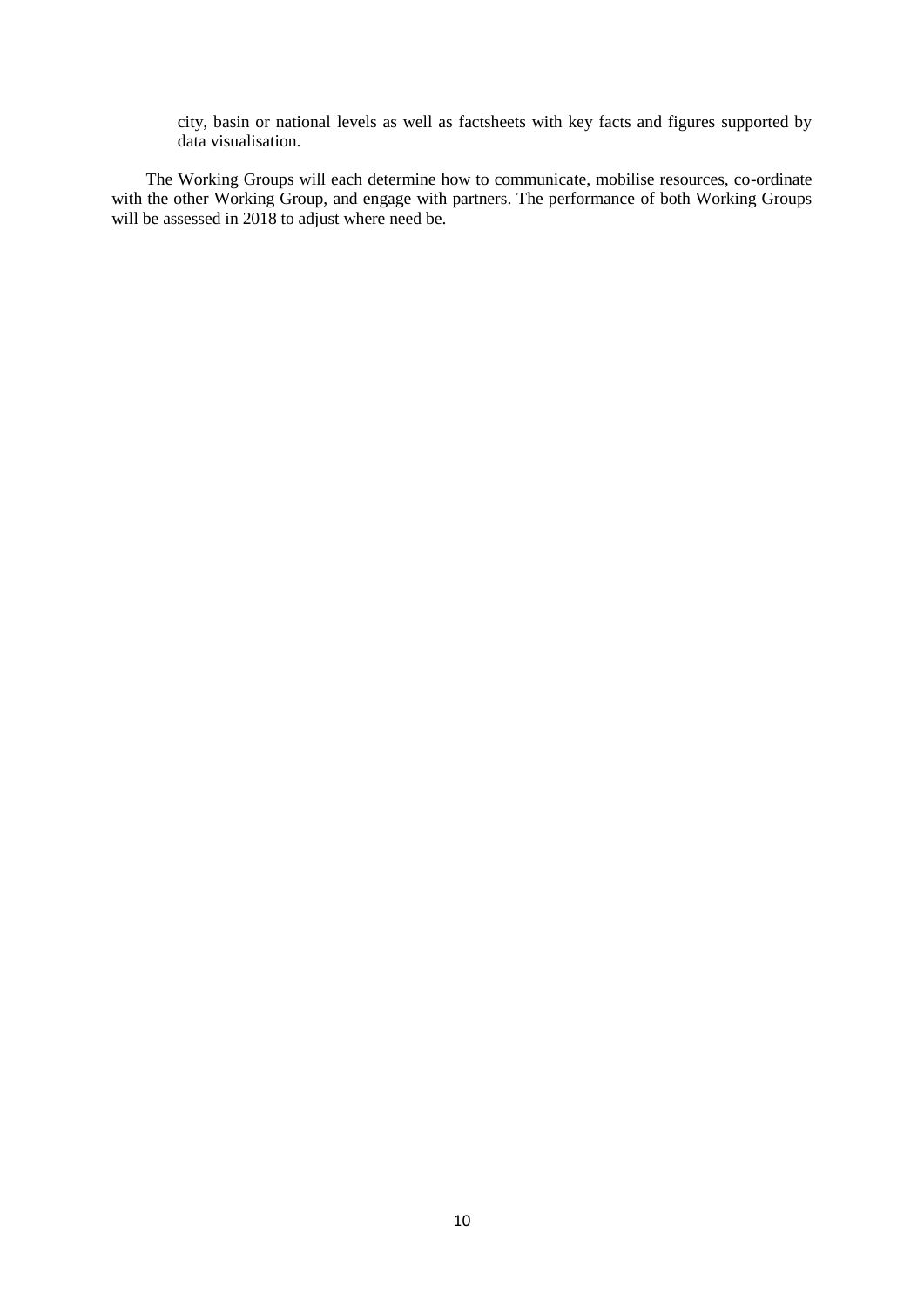city, basin or national levels as well as factsheets with key facts and figures supported by data visualisation.

The Working Groups will each determine how to communicate, mobilise resources, co-ordinate with the other Working Group, and engage with partners. The performance of both Working Groups will be assessed in 2018 to adjust where need be.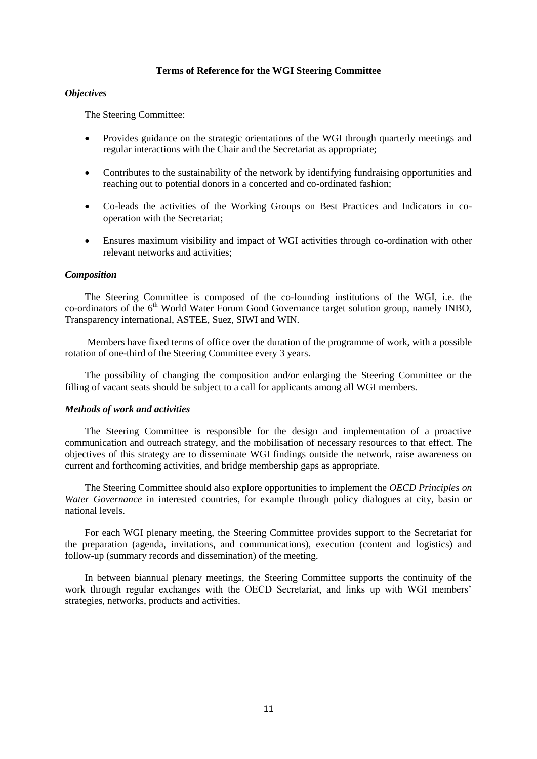**Terms of Reference for the WGI Steering Committee**

### *Objectives*

The Steering Committee:

- Provides guidance on the strategic orientations of the WGI through quarterly meetings and regular interactions with the Chair and the Secretariat as appropriate;
- Contributes to the sustainability of the network by identifying fundraising opportunities and reaching out to potential donors in a concerted and co-ordinated fashion;
- Co-leads the activities of the Working Groups on Best Practices and Indicators in co-operation with the Secretariat;
- Ensures maximum visibility and impact of WGI activities through co-ordination with other relevant networks and activities;

### *Composition*

The Steering Committee is composed of the co-founding institutions of the WGI, i.e. the co-ordinators of the 6th World Water Forum Good Governance target solution group, namely INBO, Transparency international, ASTEE, Suez, SIWI and WIN.

Members have fixed terms of office over the duration of the programme of work, with a possible rotation of one-third of the Steering Committee every 3 years.

The possibility of changing the composition and/or enlarging the Steering Committee or the filling of vacant seats should be subject to a call for applicants among all WGI members.

### *Methods of work and activities*

The Steering Committee is responsible for the design and implementation of a proactive communication and outreach strategy, and the mobilisation of necessary resources to that effect. The objectives of this strategy are to disseminate WGI findings outside the network, raise awareness on current and forthcoming activities, and bridge membership gaps as appropriate.

The Steering Committee should also explore opportunities to implement the *OECD Principles on Water Governance* in interested countries, for example through policy dialogues at city, basin or national levels.

For each WGI plenary meeting, the Steering Committee provides support to the Secretariat for the preparation (agenda, invitations, and communications), execution (content and logistics) and follow-up (summary records and dissemination) of the meeting.

In between biannual plenary meetings, the Steering Committee supports the continuity of the work through regular exchanges with the OECD Secretariat, and links up with WGI members' strategies, networks, products and activities.